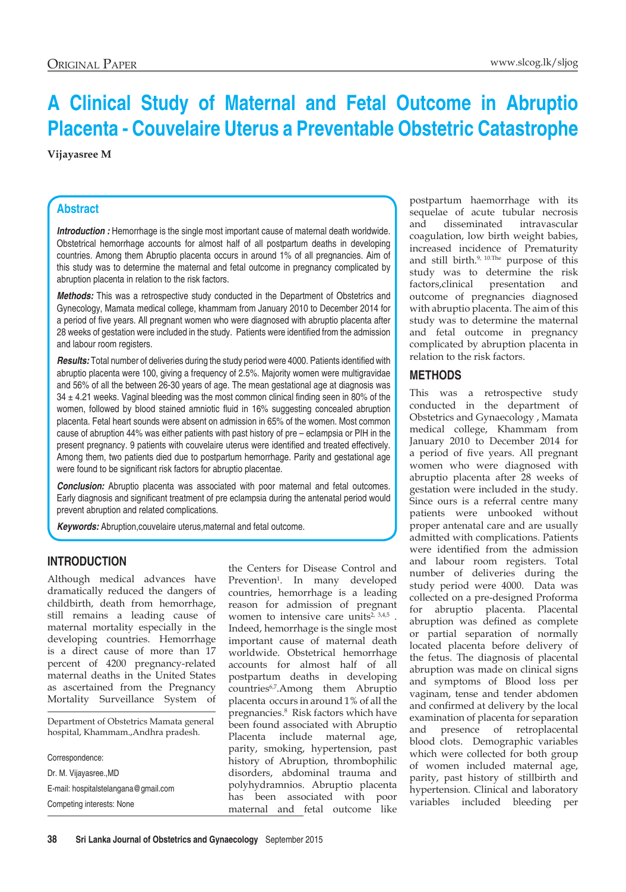# A Clinical Study of Maternal and Fetal Outcome in Abruptio Placenta - Couvelaire Uterus a Preventable Obstetric Catastrophe

**Vijayasree M**

## Abstract

***Introduction :*** Hemorrhage is the single most important cause of maternal death worldwide. Obstetrical hemorrhage accounts for almost half of all postpartum deaths in developing countries. Among them Abruptio placenta occurs in around 1% of all pregnancies. Aim of this study was to determine the maternal and fetal outcome in pregnancy complicated by abruption placenta in relation to the risk factors.

***Methods:*** This was a retrospective study conducted in the Department of Obstetrics and Gynecology, Mamata medical college, khammam from January 2010 to December 2014 for a period of five years. All pregnant women who were diagnosed with abruptio placenta after 28 weeks of gestation were included in the study. Patients were identified from the admission and labour room registers.

***Results:*** Total number of deliveries during the study period were 4000. Patients identified with abruptio placenta were 100, giving a frequency of 2.5%. Majority women were multigravidae and 56% of all the between 26-30 years of age. The mean gestational age at diagnosis was 34 ± 4.21 weeks. Vaginal bleeding was the most common clinical finding seen in 80% of the women, followed by blood stained amniotic fluid in 16% suggesting concealed abruption placenta. Fetal heart sounds were absent on admission in 65% of the women. Most common cause of abruption 44% was either patients with past history of pre – eclampsia or PIH in the present pregnancy. 9 patients with couvelaire uterus were identified and treated effectively. Among them, two patients died due to postpartum hemorrhage. Parity and gestational age were found to be significant risk factors for abruptio placentae.

***Conclusion:*** Abruptio placenta was associated with poor maternal and fetal outcomes. Early diagnosis and significant treatment of pre eclampsia during the antenatal period would prevent abruption and related complications.

***Keywords:*** Abruption,couvelaire uterus,maternal and fetal outcome.

## INTRODUCTION

Although medical advances have dramatically reduced the dangers of childbirth, death from hemorrhage, still remains a leading cause of maternal mortality especially in the developing countries. Hemorrhage is a direct cause of more than 17 percent of 4200 pregnancy-related maternal deaths in the United States as ascertained from the Pregnancy Mortality Surveillance System of the Centers for Disease Control and Prevention[1]. In many developed countries, hemorrhage is a leading reason for admission of pregnant women to intensive care units[2, 3,4,5] . Indeed, hemorrhage is the single most important cause of maternal death worldwide. Obstetrical hemorrhage accounts for almost half of all postpartum deaths in developing countries[6,7].Among them Abruptio placenta occurs in around 1% of all the pregnancies.[8] Risk factors which have been found associated with Abruptio Placenta include maternal age, parity, smoking, hypertension, past history of Abruption, thrombophilic disorders, abdominal trauma and polyhydramnios. Abruptio placenta has been associated with poor maternal and fetal outcome like postpartum haemorrhage with its sequelae of acute tubular necrosis and disseminated intravascular coagulation, low birth weight babies, increased incidence of Prematurity and still birth.[9, 10].The purpose of this study was to determine the risk factors,clinical presentation and outcome of pregnancies diagnosed with abruptio placenta. The aim of this study was to determine the maternal and fetal outcome in pregnancy complicated by abruption placenta in relation to the risk factors.

Department of Obstetrics Mamata general hospital, Khammam.,Andhra pradesh.

Correspondence:
Dr. M. Vijayasree.,MD
E-mail: hospitalstelangana@gmail.com
Competing interests: None

## METHODS

This was a retrospective study conducted in the department of Obstetrics and Gynaecology , Mamata medical college, Khammam from January 2010 to December 2014 for a period of five years. All pregnant women who were diagnosed with abruptio placenta after 28 weeks of gestation were included in the study. Since ours is a referral centre many patients were unbooked without proper antenatal care and are usually admitted with complications. Patients were identified from the admission and labour room registers. Total number of deliveries during the study period were 4000. Data was collected on a pre-designed Proforma for abruptio placenta. Placental abruption was defined as complete or partial separation of normally located placenta before delivery of the fetus. The diagnosis of placental abruption was made on clinical signs and symptoms of Blood loss per vaginam, tense and tender abdomen and confirmed at delivery by the local examination of placenta for separation and presence of retroplacental blood clots. Demographic variables which were collected for both group of women included maternal age, parity, past history of stillbirth and hypertension. Clinical and laboratory variables included bleeding per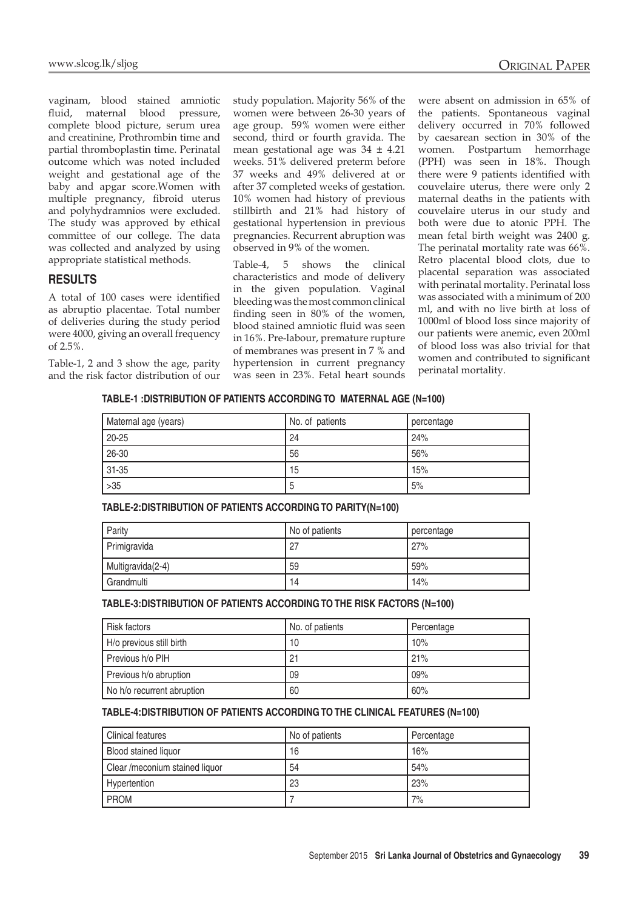vaginam, blood stained amniotic fluid, maternal blood pressure, complete blood picture, serum urea and creatinine, Prothrombin time and partial thromboplastin time. Perinatal outcome which was noted included weight and gestational age of the baby and apgar score.Women with multiple pregnancy, fibroid uterus and polyhydramnios were excluded. The study was approved by ethical committee of our college. The data was collected and analyzed by using appropriate statistical methods.

## RESULTS

A total of 100 cases were identified as abruptio placentae. Total number of deliveries during the study period were 4000, giving an overall frequency of 2.5%.

Table-1, 2 and 3 show the age, parity and the risk factor distribution of our study population. Majority 56% of the women were between 26-30 years of age group. 59% women were either second, third or fourth gravida. The mean gestational age was 34 ± 4.21 weeks. 51% delivered preterm before 37 weeks and 49% delivered at or after 37 completed weeks of gestation. 10% women had history of previous stillbirth and 21% had history of gestational hypertension in previous pregnancies. Recurrent abruption was observed in 9% of the women.

Table-4, 5 shows the clinical characteristics and mode of delivery in the given population. Vaginal bleeding was the most common clinical finding seen in 80% of the women, blood stained amniotic fluid was seen in 16%. Pre-labour, premature rupture of membranes was present in 7 % and hypertension in current pregnancy was seen in 23%. Fetal heart sounds were absent on admission in 65% of the patients. Spontaneous vaginal delivery occurred in 70% followed by caesarean section in 30% of the women. Postpartum hemorrhage (PPH) was seen in 18%. Though there were 9 patients identified with couvelaire uterus, there were only 2 maternal deaths in the patients with couvelaire uterus in our study and both were due to atonic PPH. The mean fetal birth weight was 2400 g. The perinatal mortality rate was 66%. Retro placental blood clots, due to placental separation was associated with perinatal mortality. Perinatal loss was associated with a minimum of 200 ml, and with no live birth at loss of 1000ml of blood loss since majority of our patients were anemic, even 200ml of blood loss was also trivial for that women and contributed to significant perinatal mortality.

**TABLE-1 :DISTRIBUTION OF PATIENTS ACCORDING TO MATERNAL AGE (N=100)**

| Maternal age (years) | No. of patients | percentage |
|---|---|---|
| 20-25 | 24 | 24% |
| 26-30 | 56 | 56% |
| 31-35 | 15 | 15% |
| >35 | 5 | 5% |

**TABLE-2:DISTRIBUTION OF PATIENTS ACCORDING TO PARITY(N=100)**

| Parity | No of patients | percentage |
|---|---|---|
| Primigravida | 27 | 27% |
| Multigravida(2-4) | 59 | 59% |
| Grandmulti | 14 | 14% |

**TABLE-3:DISTRIBUTION OF PATIENTS ACCORDING TO THE RISK FACTORS (N=100)**

| Risk factors | No. of patients | Percentage |
|---|---|---|
| H/o previous still birth | 10 | 10% |
| Previous h/o PIH | 21 | 21% |
| Previous h/o abruption | 09 | 09% |
| No h/o recurrent abruption | 60 | 60% |

**TABLE-4:DISTRIBUTION OF PATIENTS ACCORDING TO THE CLINICAL FEATURES (N=100)**

| Clinical features | No of patients | Percentage |
|---|---|---|
| Blood stained liquor | 16 | 16% |
| Clear /meconium stained liquor | 54 | 54% |
| Hypertention | 23 | 23% |
| PROM | 7 | 7% |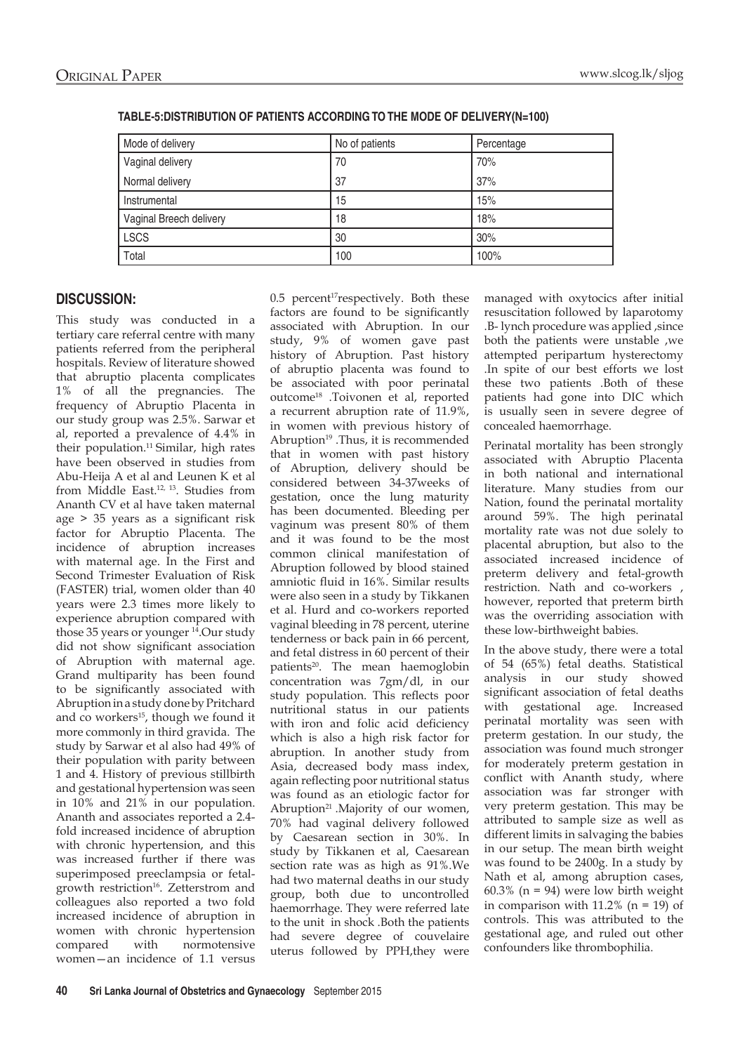**TABLE-5:DISTRIBUTION OF PATIENTS ACCORDING TO THE MODE OF DELIVERY(N=100)**

| Mode of delivery | No of patients | Percentage |
|---|---|---|
| Vaginal delivery | 70 | 70% |
| Normal delivery | 37 | 37% |
| Instrumental | 15 | 15% |
| Vaginal Breech delivery | 18 | 18% |
| LSCS | 30 | 30% |
| Total | 100 | 100% |

## DISCUSSION:

This study was conducted in a tertiary care referral centre with many patients referred from the peripheral hospitals. Review of literature showed that abruptio placenta complicates 1% of all the pregnancies. The frequency of Abruptio Placenta in our study group was 2.5%. Sarwar et al, reported a prevalence of 4.4% in their population.[11] Similar, high rates have been observed in studies from Abu-Heija A et al and Leunen K et al from Middle East.[12, 13]. Studies from Ananth CV et al have taken maternal age > 35 years as a significant risk factor for Abruptio Placenta. The incidence of abruption increases with maternal age. In the First and Second Trimester Evaluation of Risk (FASTER) trial, women older than 40 years were 2.3 times more likely to experience abruption compared with those 35 years or younger [14].Our study did not show significant association of Abruption with maternal age. Grand multiparity has been found to be significantly associated with Abruption in a study done by Pritchard and co workers[15], though we found it more commonly in third gravida. The study by Sarwar et al also had 49% of their population with parity between 1 and 4. History of previous stillbirth and gestational hypertension was seen in 10% and 21% in our population. Ananth and associates reported a 2.4-fold increased incidence of abruption with chronic hypertension, and this was increased further if there was superimposed preeclampsia or fetal-growth restriction[16]. Zetterstrom and colleagues also reported a two fold increased incidence of abruption in women with chronic hypertension compared with normotensive women—an incidence of 1.1 versus 0.5 percent[17]respectively. Both these factors are found to be significantly associated with Abruption. In our study, 9% of women gave past history of Abruption. Past history of abruptio placenta was found to be associated with poor perinatal outcome[18] .Toivonen et al, reported a recurrent abruption rate of 11.9%, in women with previous history of Abruption[19] .Thus, it is recommended that in women with past history of Abruption, delivery should be considered between 34-37weeks of gestation, once the lung maturity has been documented. Bleeding per vaginum was present 80% of them and it was found to be the most common clinical manifestation of Abruption followed by blood stained amniotic fluid in 16%. Similar results were also seen in a study by Tikkanen et al. Hurd and co-workers reported vaginal bleeding in 78 percent, uterine tenderness or back pain in 66 percent, and fetal distress in 60 percent of their patients[20]. The mean haemoglobin concentration was 7gm/dl, in our study population. This reflects poor nutritional status in our patients with iron and folic acid deficiency which is also a high risk factor for abruption. In another study from Asia, decreased body mass index, again reflecting poor nutritional status was found as an etiologic factor for Abruption[21] .Majority of our women, 70% had vaginal delivery followed by Caesarean section in 30%. In study by Tikkanen et al, Caesarean section rate was as high as 91%.We had two maternal deaths in our study group, both due to uncontrolled haemorrhage. They were referred late to the unit in shock .Both the patients had severe degree of couvelaire uterus followed by PPH,they were managed with oxytocics after initial resuscitation followed by laparotomy .B- lynch procedure was applied ,since both the patients were unstable ,we attempted peripartum hysterectomy .In spite of our best efforts we lost these two patients .Both of these patients had gone into DIC which is usually seen in severe degree of concealed haemorrhage.

Perinatal mortality has been strongly associated with Abruptio Placenta in both national and international literature. Many studies from our Nation, found the perinatal mortality around 59%. The high perinatal mortality rate was not due solely to placental abruption, but also to the associated increased incidence of preterm delivery and fetal-growth restriction. Nath and co-workers , however, reported that preterm birth was the overriding association with these low-birthweight babies.

In the above study, there were a total of 54 (65%) fetal deaths. Statistical analysis in our study showed significant association of fetal deaths with gestational age. Increased perinatal mortality was seen with preterm gestation. In our study, the association was found much stronger for moderately preterm gestation in conflict with Ananth study, where association was far stronger with very preterm gestation. This may be attributed to sample size as well as different limits in salvaging the babies in our setup. The mean birth weight was found to be 2400g. In a study by Nath et al, among abruption cases, 60.3% (n = 94) were low birth weight in comparison with 11.2% (n = 19) of controls. This was attributed to the gestational age, and ruled out other confounders like thrombophilia.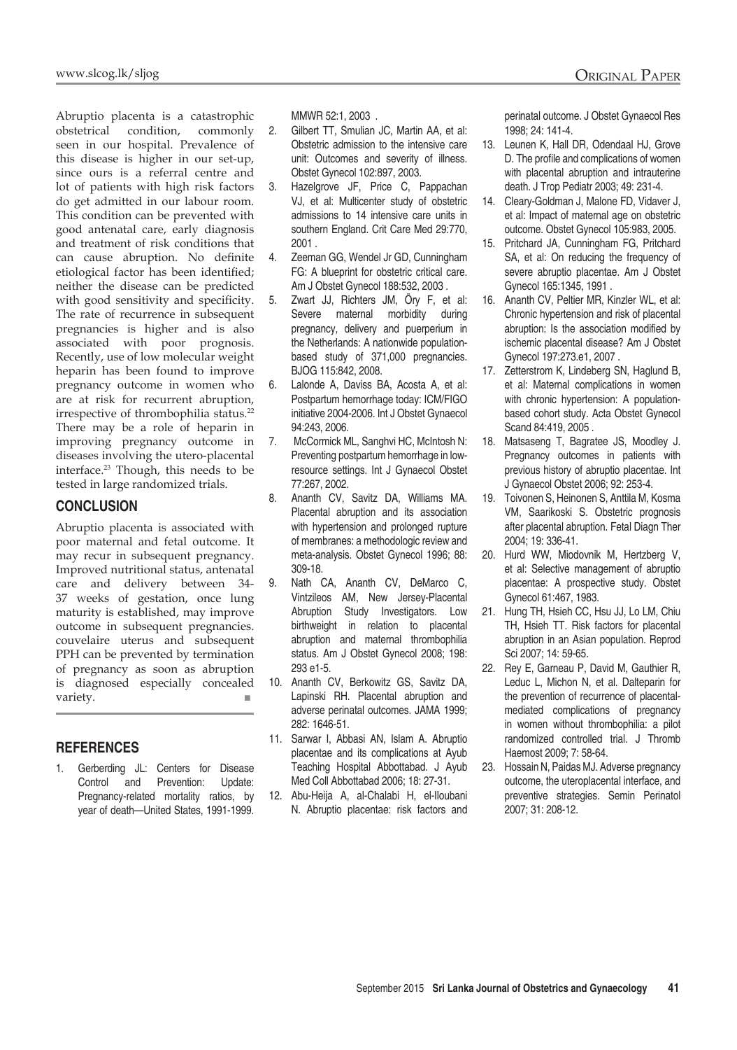Abruptio placenta is a catastrophic obstetrical condition, commonly seen in our hospital. Prevalence of this disease is higher in our set-up, since ours is a referral centre and lot of patients with high risk factors do get admitted in our labour room. This condition can be prevented with good antenatal care, early diagnosis and treatment of risk conditions that can cause abruption. No definite etiological factor has been identified; neither the disease can be predicted with good sensitivity and specificity. The rate of recurrence in subsequent pregnancies is higher and is also associated with poor prognosis. Recently, use of low molecular weight heparin has been found to improve pregnancy outcome in women who are at risk for recurrent abruption, irrespective of thrombophilia status.[22] There may be a role of heparin in improving pregnancy outcome in diseases involving the utero-placental interface.[23] Though, this needs to be tested in large randomized trials.

## CONCLUSION

Abruptio placenta is associated with poor maternal and fetal outcome. It may recur in subsequent pregnancy. Improved nutritional status, antenatal care and delivery between 34-37 weeks of gestation, once lung maturity is established, may improve outcome in subsequent pregnancies. couvelaire uterus and subsequent PPH can be prevented by termination of pregnancy as soon as abruption is diagnosed especially concealed variety.

## REFERENCES

1. Gerberding JL: Centers for Disease Control and Prevention: Update: Pregnancy-related mortality ratios, by year of death—United States, 1991-1999. MMWR 52:1, 2003 .
2. Gilbert TT, Smulian JC, Martin AA, et al: Obstetric admission to the intensive care unit: Outcomes and severity of illness. Obstet Gynecol 102:897, 2003.
3. Hazelgrove JF, Price C, Pappachan VJ, et al: Multicenter study of obstetric admissions to 14 intensive care units in southern England. Crit Care Med 29:770, 2001 .
4. Zeeman GG, Wendel Jr GD, Cunningham FG: A blueprint for obstetric critical care. Am J Obstet Gynecol 188:532, 2003 .
5. Zwart JJ, Richters JM, Öry F, et al: Severe maternal morbidity during pregnancy, delivery and puerperium in the Netherlands: A nationwide population-based study of 371,000 pregnancies. BJOG 115:842, 2008.
6. Lalonde A, Daviss BA, Acosta A, et al: Postpartum hemorrhage today: ICM/FIGO initiative 2004-2006. Int J Obstet Gynaecol 94:243, 2006.
7. McCormick ML, Sanghvi HC, McIntosh N: Preventing postpartum hemorrhage in low-resource settings. Int J Gynaecol Obstet 77:267, 2002.
8. Ananth CV, Savitz DA, Williams MA. Placental abruption and its association with hypertension and prolonged rupture of membranes: a methodologic review and meta-analysis. Obstet Gynecol 1996; 88: 309-18.
9. Nath CA, Ananth CV, DeMarco C, Vintzileos AM, New Jersey-Placental Abruption Study Investigators. Low birthweight in relation to placental abruption and maternal thrombophilia status. Am J Obstet Gynecol 2008; 198: 293 e1-5.
10. Ananth CV, Berkowitz GS, Savitz DA, Lapinski RH. Placental abruption and adverse perinatal outcomes. JAMA 1999; 282: 1646-51.
11. Sarwar I, Abbasi AN, Islam A. Abruptio placentae and its complications at Ayub Teaching Hospital Abbottabad. J Ayub Med Coll Abbottabad 2006; 18: 27-31.
12. Abu-Heija A, al-Chalabi H, el-Iloubani N. Abruptio placentae: risk factors and perinatal outcome. J Obstet Gynaecol Res 1998; 24: 141-4.
13. Leunen K, Hall DR, Odendaal HJ, Grove D. The profile and complications of women with placental abruption and intrauterine death. J Trop Pediatr 2003; 49: 231-4.
14. Cleary-Goldman J, Malone FD, Vidaver J, et al: Impact of maternal age on obstetric outcome. Obstet Gynecol 105:983, 2005.
15. Pritchard JA, Cunningham FG, Pritchard SA, et al: On reducing the frequency of severe abruptio placentae. Am J Obstet Gynecol 165:1345, 1991 .
16. Ananth CV, Peltier MR, Kinzler WL, et al: Chronic hypertension and risk of placental abruption: Is the association modified by ischemic placental disease? Am J Obstet Gynecol 197:273.e1, 2007 .
17. Zetterstrom K, Lindeberg SN, Haglund B, et al: Maternal complications in women with chronic hypertension: A population-based cohort study. Acta Obstet Gynecol Scand 84:419, 2005 .
18. Matsaseng T, Bagratee JS, Moodley J. Pregnancy outcomes in patients with previous history of abruptio placentae. Int J Gynaecol Obstet 2006; 92: 253-4.
19. Toivonen S, Heinonen S, Anttila M, Kosma VM, Saarikoski S. Obstetric prognosis after placental abruption. Fetal Diagn Ther 2004; 19: 336-41.
20. Hurd WW, Miodovnik M, Hertzberg V, et al: Selective management of abruptio placentae: A prospective study. Obstet Gynecol 61:467, 1983.
21. Hung TH, Hsieh CC, Hsu JJ, Lo LM, Chiu TH, Hsieh TT. Risk factors for placental abruption in an Asian population. Reprod Sci 2007; 14: 59-65.
22. Rey E, Garneau P, David M, Gauthier R, Leduc L, Michon N, et al. Dalteparin for the prevention of recurrence of placental-mediated complications of pregnancy in women without thrombophilia: a pilot randomized controlled trial. J Thromb Haemost 2009; 7: 58-64.
23. Hossain N, Paidas MJ. Adverse pregnancy outcome, the uteroplacental interface, and preventive strategies. Semin Perinatol 2007; 31: 208-12.